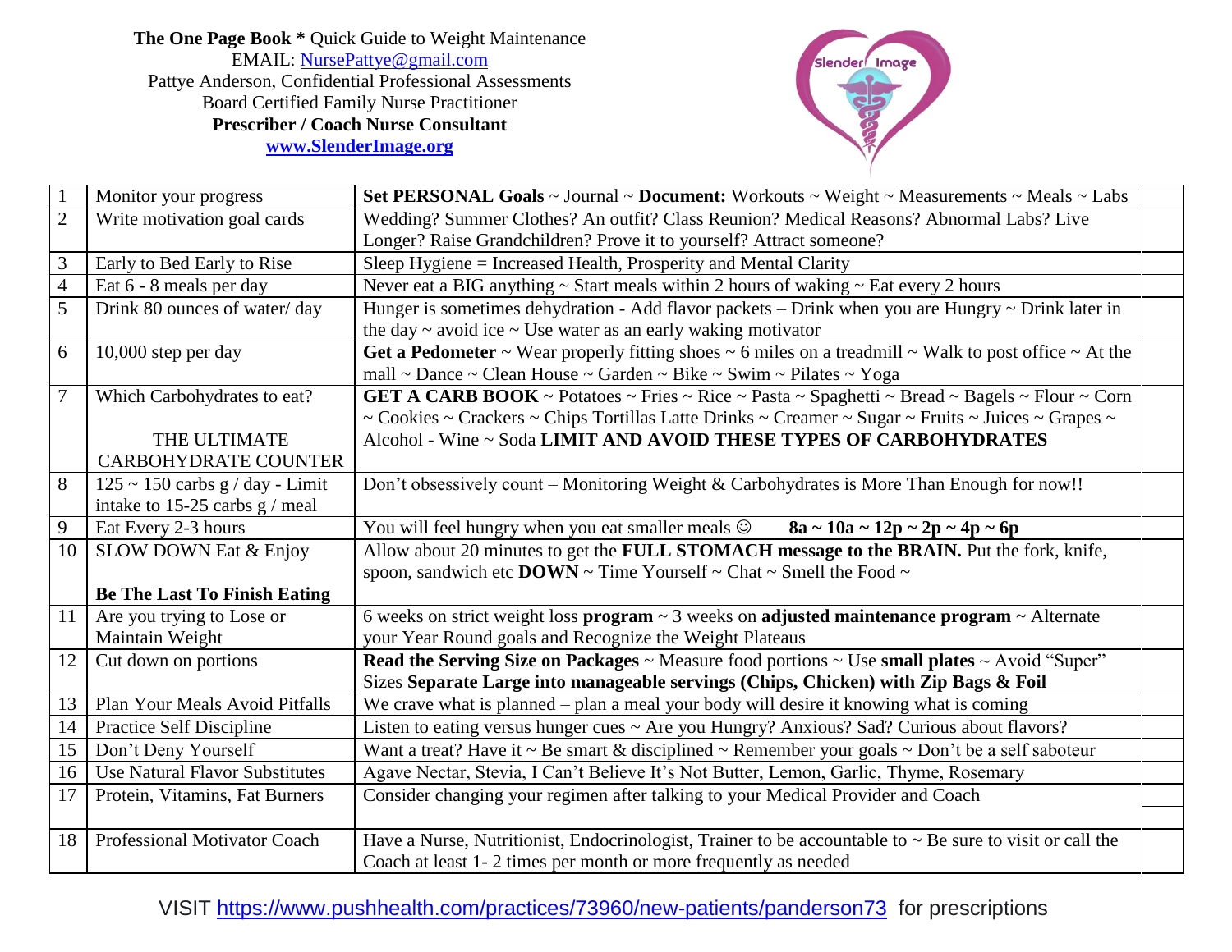**The One Page Book *** Quick Guide to Weight Maintenance
EMAIL: NursePattye@gmail.com
Pattye Anderson, Confidential Professional Assessments
Board Certified Family Nurse Practitioner
**Prescriber / Coach Nurse Consultant**
**www.SlenderImage.org**

| | | | |
|---|---|---|---|
| 1 | Monitor your progress | **Set PERSONAL Goals** ~ Journal ~ **Document:** Workouts ~ Weight ~ Measurements ~ Meals ~ Labs | |
| 2 | Write motivation goal cards | Wedding? Summer Clothes? An outfit? Class Reunion? Medical Reasons? Abnormal Labs? Live Longer? Raise Grandchildren? Prove it to yourself? Attract someone? | |
| 3 | Early to Bed Early to Rise | Sleep Hygiene = Increased Health, Prosperity and Mental Clarity | |
| 4 | Eat 6 - 8 meals per day | Never eat a BIG anything ~ Start meals within 2 hours of waking ~ Eat every 2 hours | |
| 5 | Drink 80 ounces of water/ day | Hunger is sometimes dehydration - Add flavor packets – Drink when you are Hungry ~ Drink later in the day ~ avoid ice ~ Use water as an early waking motivator | |
| 6 | 10,000 step per day | **Get a Pedometer** ~ Wear properly fitting shoes ~ 6 miles on a treadmill ~ Walk to post office ~ At the mall ~ Dance ~ Clean House ~ Garden ~ Bike ~ Swim ~ Pilates ~ Yoga | |
| 7 | Which Carbohydrates to eat? THE ULTIMATE CARBOHYDRATE COUNTER | **GET A CARB BOOK** ~ Potatoes ~ Fries ~ Rice ~ Pasta ~ Spaghetti ~ Bread ~ Bagels ~ Flour ~ Corn ~ Cookies ~ Crackers ~ Chips Tortillas Latte Drinks ~ Creamer ~ Sugar ~ Fruits ~ Juices ~ Grapes ~ Alcohol - Wine ~ Soda **LIMIT AND AVOID THESE TYPES OF CARBOHYDRATES** | |
| 8 | 125 ~ 150 carbs g / day - Limit intake to 15-25 carbs g / meal | Don't obsessively count – Monitoring Weight & Carbohydrates is More Than Enough for now!! | |
| 9 | Eat Every 2-3 hours | You will feel hungry when you eat smaller meals ☺ **8a ~ 10a ~ 12p ~ 2p ~ 4p ~ 6p** | |
| 10 | SLOW DOWN Eat & Enjoy **Be The Last To Finish Eating** | Allow about 20 minutes to get the **FULL STOMACH message to the BRAIN.** Put the fork, knife, spoon, sandwich etc **DOWN** ~ Time Yourself ~ Chat ~ Smell the Food ~ | |
| 11 | Are you trying to Lose or Maintain Weight | 6 weeks on strict weight loss **program** ~ 3 weeks on **adjusted maintenance program** ~ Alternate your Year Round goals and Recognize the Weight Plateaus | |
| 12 | Cut down on portions | **Read the Serving Size on Packages** ~ Measure food portions ~ Use **small plates** ~ Avoid "Super" Sizes **Separate Large into manageable servings (Chips, Chicken) with Zip Bags & Foil** | |
| 13 | Plan Your Meals Avoid Pitfalls | We crave what is planned – plan a meal your body will desire it knowing what is coming | |
| 14 | Practice Self Discipline | Listen to eating versus hunger cues ~ Are you Hungry? Anxious? Sad? Curious about flavors? | |
| 15 | Don't Deny Yourself | Want a treat? Have it ~ Be smart & disciplined ~ Remember your goals ~ Don't be a self saboteur | |
| 16 | Use Natural Flavor Substitutes | Agave Nectar, Stevia, I Can't Believe It's Not Butter, Lemon, Garlic, Thyme, Rosemary | |
| 17 | Protein, Vitamins, Fat Burners | Consider changing your regimen after talking to your Medical Provider and Coach | |
| 18 | Professional Motivator Coach | Have a Nurse, Nutritionist, Endocrinologist, Trainer to be accountable to ~ Be sure to visit or call the Coach at least 1- 2 times per month or more frequently as needed | |

VISIT https://www.pushhealth.com/practices/73960/new-patients/panderson73 for prescriptions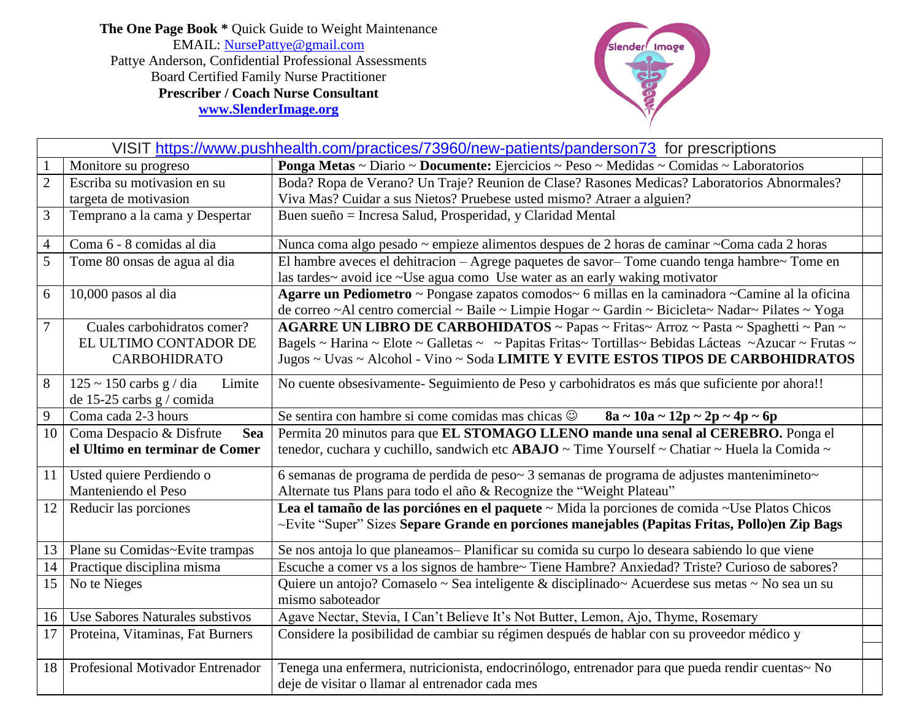**The One Page Book *** Quick Guide to Weight Maintenance
EMAIL: NursePattye@gmail.com
Pattye Anderson, Confidential Professional Assessments
Board Certified Family Nurse Practitioner
**Prescriber / Coach Nurse Consultant**
**www.SlenderImage.org**

Slender Image

VISIT https://www.pushhealth.com/practices/73960/new-patients/panderson73 for prescriptions

| | | |
|---|---|---|
| 1 | Monitore su progreso | **Ponga Metas** ~ Diario ~ **Documente:** Ejercicios ~ Peso ~ Medidas ~ Comidas ~ Laboratorios |
| 2 | Escriba su motivasion en su targeta de motivasion | Boda? Ropa de Verano? Un Traje? Reunion de Clase? Rasones Medicas? Laboratorios Abnormales? Viva Mas? Cuidar a sus Nietos? Pruebese usted mismo? Atraer a alguien? |
| 3 | Temprano a la cama y Despertar | Buen sueño = Incresa Salud, Prosperidad, y Claridad Mental |
| 4 | Coma 6 - 8 comidas al dia | Nunca coma algo pesado ~ empieze alimentos despues de 2 horas de caminar ~Coma cada 2 horas |
| 5 | Tome 80 onsas de agua al dia | El hambre aveces el dehitracion – Agrege paquetes de savor– Tome cuando tenga hambre~ Tome en las tardes~ avoid ice ~Use agua como Use water as an early waking motivator |
| 6 | 10,000 pasos al dia | **Agarre un Pediometro** ~ Pongase zapatos comodos~ 6 millas en la caminadora ~Camine al la oficina de correo ~Al centro comercial ~ Baile ~ Limpie Hogar ~ Gardin ~ Bicicleta~ Nadar~ Pilates ~ Yoga |
| 7 | Cuales carbohidratos comer? EL ULTIMO CONTADOR DE CARBOHIDRATO | **AGARRE UN LIBRO DE CARBOHIDATOS** ~ Papas ~ Fritas~ Arroz ~ Pasta ~ Spaghetti ~ Pan ~ Bagels ~ Harina ~ Elote ~ Galletas ~ ~ Papitas Fritas~ Tortillas~ Bebidas Lácteas ~Azucar ~ Frutas ~ Jugos ~ Uvas ~ Alcohol - Vino ~ Soda **LIMITE Y EVITE ESTOS TIPOS DE CARBOHIDRATOS** |
| 8 | 125 ~ 150 carbs g / dia Limite de 15-25 carbs g / comida | No cuente obsesivamente- Seguimiento de Peso y carbohidratos es más que suficiente por ahora!! |
| 9 | Coma cada 2-3 hours | Se sentira con hambre si come comidas mas chicas ☺ **8a ~ 10a ~ 12p ~ 2p ~ 4p ~ 6p** |
| 10 | Coma Despacio & Disfrute **Sea el Ultimo en terminar de Comer** | Permita 20 minutos para que **EL STOMAGO LLENO mande una senal al CEREBRO.** Ponga el tenedor, cuchara y cuchillo, sandwich etc **ABAJO** ~ Time Yourself ~ Chatiar ~ Huela la Comida ~ |
| 11 | Usted quiere Perdiendo o Manteniendo el Peso | 6 semanas de programa de perdida de peso~ 3 semanas de programa de adjustes mantenimineto~ Alternate tus Plans para todo el año & Recognize the “Weight Plateau” |
| 12 | Reducir las porciones | **Lea el tamaño de las porciónes en el paquete** ~ Mida la porciones de comida ~Use Platos Chicos ~Evite “Super” Sizes **Separe Grande en porciones manejables (Papitas Fritas, Pollo)en Zip Bags** |
| 13 | Plane su Comidas~Evite trampas | Se nos antoja lo que planeamos– Planificar su comida su curpo lo deseara sabiendo lo que viene |
| 14 | Practique disciplina misma | Escuche a comer vs a los signos de hambre~ Tiene Hambre? Anxiedad? Triste? Curioso de sabores? |
| 15 | No te Nieges | Quiere un antojo? Comaselo ~ Sea inteligente & disciplinado~ Acuerdese sus metas ~ No sea un su mismo saboteador |
| 16 | Use Sabores Naturales substivos | Agave Nectar, Stevia, I Can’t Believe It’s Not Butter, Lemon, Ajo, Thyme, Rosemary |
| 17 | Proteina, Vitaminas, Fat Burners | Considere la posibilidad de cambiar su régimen después de hablar con su proveedor médico y |
| 18 | Profesional Motivador Entrenador | Tenega una enfermera, nutricionista, endocrinólogo, entrenador para que pueda rendir cuentas~ No deje de visitar o llamar al entrenador cada mes |